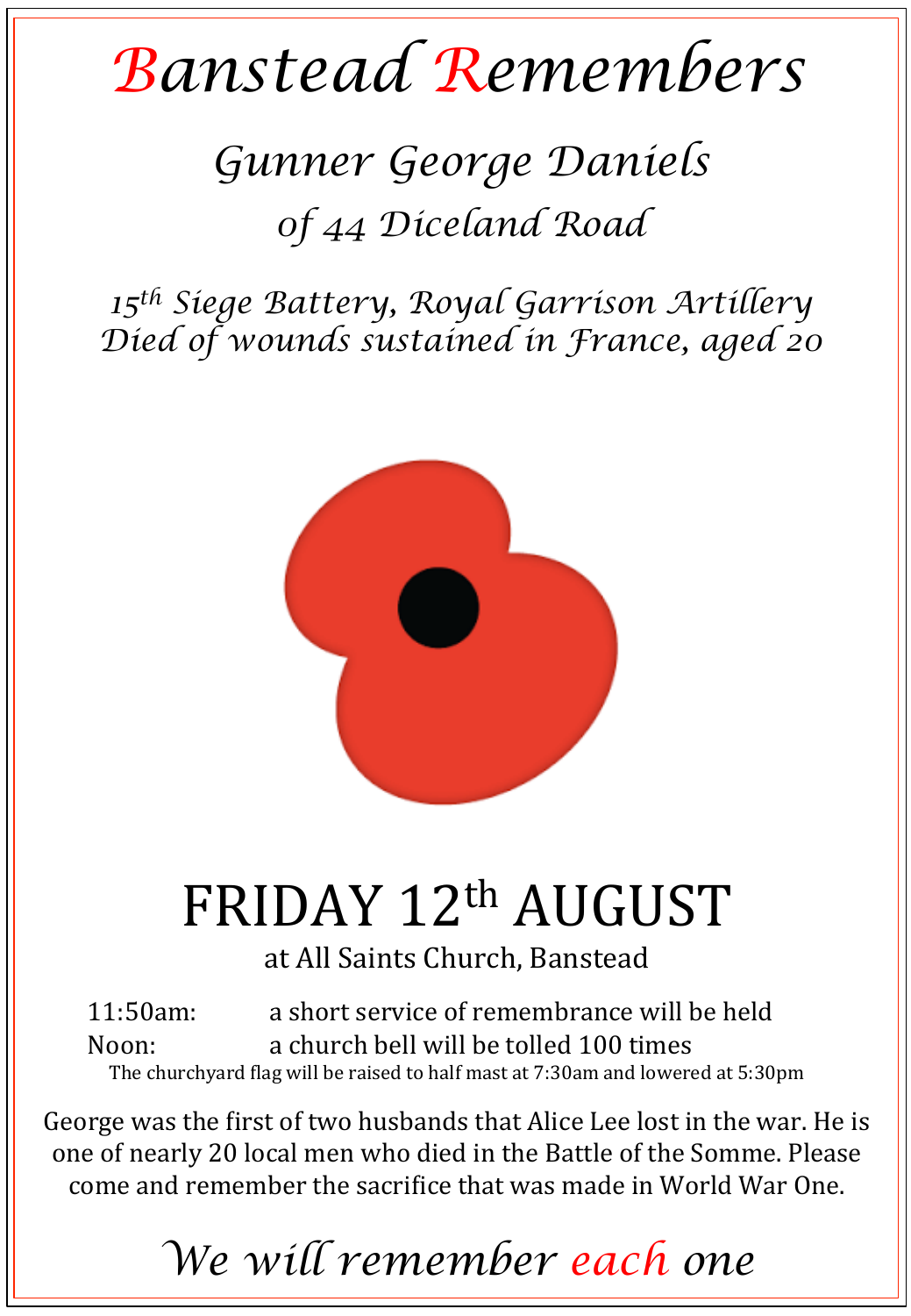# *Banstead Remembers*

## *Gunner George Daniels*

## *of 44 Diceland Road*

*15th Siege Battery, Royal Garrison Artillery*
*Died of wounds sustained in France, aged 20*

# FRIDAY 12th AUGUST

at All Saints Church, Banstead

11:50am: a short service of remembrance will be held
Noon: a church bell will be tolled 100 times

The churchyard flag will be raised to half mast at 7:30am and lowered at 5:30pm

George was the first of two husbands that Alice Lee lost in the war. He is one of nearly 20 local men who died in the Battle of the Somme. Please come and remember the sacrifice that was made in World War One.

*We will remember each one*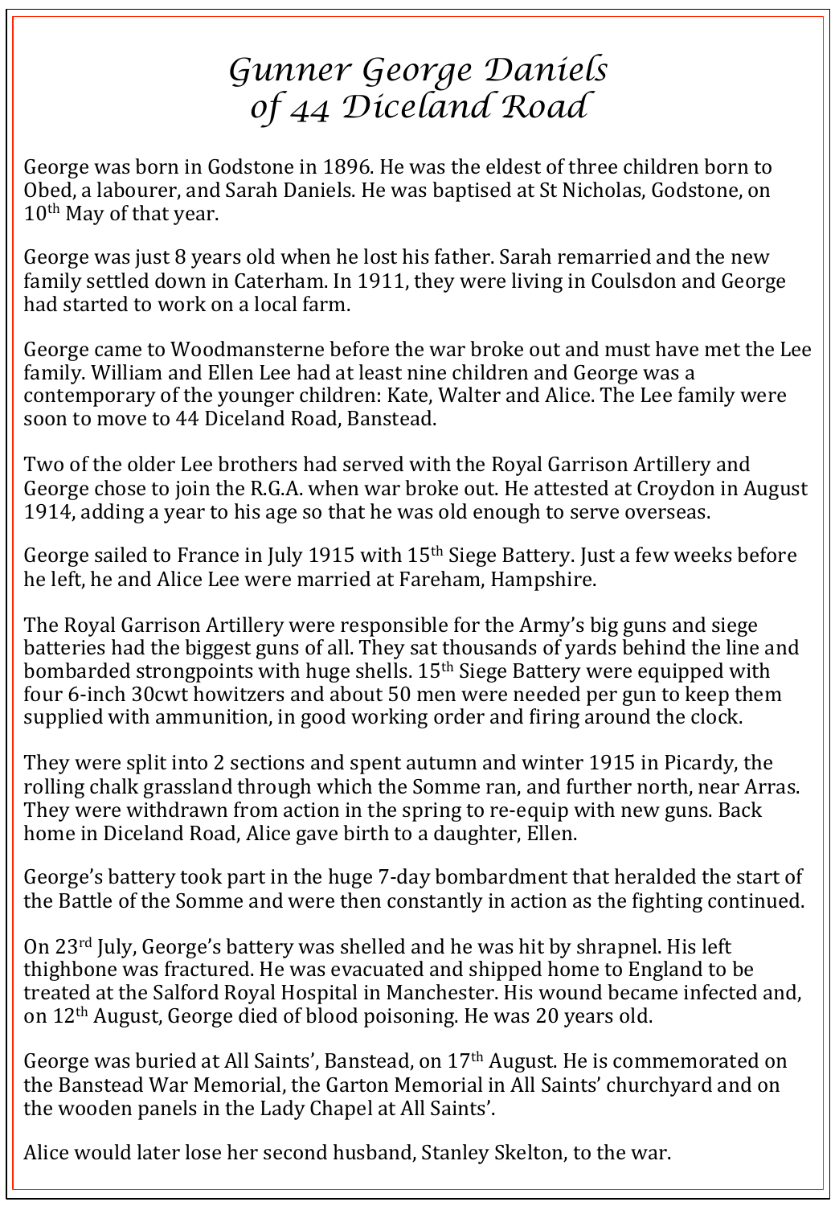# *Gunner George Daniels of 44 Diceland Road*

George was born in Godstone in 1896. He was the eldest of three children born to Obed, a labourer, and Sarah Daniels. He was baptised at St Nicholas, Godstone, on 10th May of that year.

George was just 8 years old when he lost his father. Sarah remarried and the new family settled down in Caterham. In 1911, they were living in Coulsdon and George had started to work on a local farm.

George came to Woodmansterne before the war broke out and must have met the Lee family. William and Ellen Lee had at least nine children and George was a contemporary of the younger children: Kate, Walter and Alice. The Lee family were soon to move to 44 Diceland Road, Banstead.

Two of the older Lee brothers had served with the Royal Garrison Artillery and George chose to join the R.G.A. when war broke out. He attested at Croydon in August 1914, adding a year to his age so that he was old enough to serve overseas.

George sailed to France in July 1915 with 15th Siege Battery. Just a few weeks before he left, he and Alice Lee were married at Fareham, Hampshire.

The Royal Garrison Artillery were responsible for the Army's big guns and siege batteries had the biggest guns of all. They sat thousands of yards behind the line and bombarded strongpoints with huge shells. 15th Siege Battery were equipped with four 6-inch 30cwt howitzers and about 50 men were needed per gun to keep them supplied with ammunition, in good working order and firing around the clock.

They were split into 2 sections and spent autumn and winter 1915 in Picardy, the rolling chalk grassland through which the Somme ran, and further north, near Arras. They were withdrawn from action in the spring to re-equip with new guns. Back home in Diceland Road, Alice gave birth to a daughter, Ellen.

George's battery took part in the huge 7-day bombardment that heralded the start of the Battle of the Somme and were then constantly in action as the fighting continued.

On 23rd July, George's battery was shelled and he was hit by shrapnel. His left thighbone was fractured. He was evacuated and shipped home to England to be treated at the Salford Royal Hospital in Manchester. His wound became infected and, on 12th August, George died of blood poisoning. He was 20 years old.

George was buried at All Saints', Banstead, on 17th August. He is commemorated on the Banstead War Memorial, the Garton Memorial in All Saints' churchyard and on the wooden panels in the Lady Chapel at All Saints'.

Alice would later lose her second husband, Stanley Skelton, to the war.